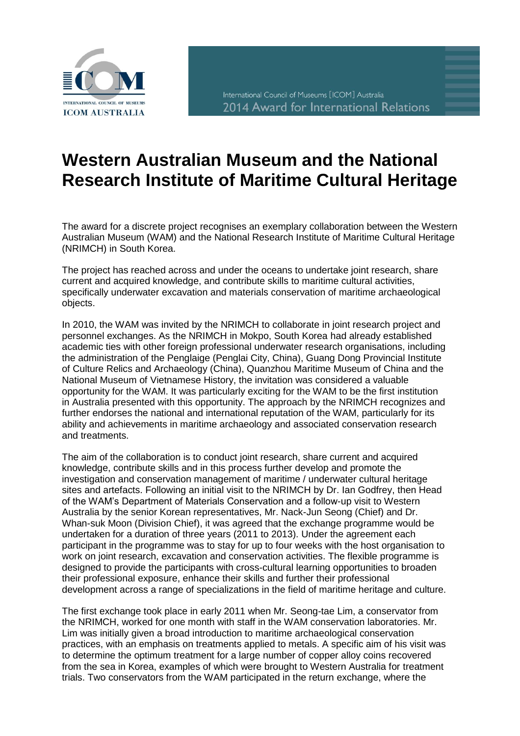International Council of Museums [ICOM] Australia
2014 Award for International Relations

# Western Australian Museum and the National Research Institute of Maritime Cultural Heritage

The award for a discrete project recognises an exemplary collaboration between the Western Australian Museum (WAM) and the National Research Institute of Maritime Cultural Heritage (NRIMCH) in South Korea.

The project has reached across and under the oceans to undertake joint research, share current and acquired knowledge, and contribute skills to maritime cultural activities, specifically underwater excavation and materials conservation of maritime archaeological objects.

In 2010, the WAM was invited by the NRIMCH to collaborate in joint research project and personnel exchanges. As the NRIMCH in Mokpo, South Korea had already established academic ties with other foreign professional underwater research organisations, including the administration of the Penglaige (Penglai City, China), Guang Dong Provincial Institute of Culture Relics and Archaeology (China), Quanzhou Maritime Museum of China and the National Museum of Vietnamese History, the invitation was considered a valuable opportunity for the WAM. It was particularly exciting for the WAM to be the first institution in Australia presented with this opportunity. The approach by the NRIMCH recognizes and further endorses the national and international reputation of the WAM, particularly for its ability and achievements in maritime archaeology and associated conservation research and treatments.

The aim of the collaboration is to conduct joint research, share current and acquired knowledge, contribute skills and in this process further develop and promote the investigation and conservation management of maritime / underwater cultural heritage sites and artefacts. Following an initial visit to the NRIMCH by Dr. Ian Godfrey, then Head of the WAM's Department of Materials Conservation and a follow-up visit to Western Australia by the senior Korean representatives, Mr. Nack-Jun Seong (Chief) and Dr. Whan-suk Moon (Division Chief), it was agreed that the exchange programme would be undertaken for a duration of three years (2011 to 2013). Under the agreement each participant in the programme was to stay for up to four weeks with the host organisation to work on joint research, excavation and conservation activities. The flexible programme is designed to provide the participants with cross-cultural learning opportunities to broaden their professional exposure, enhance their skills and further their professional development across a range of specializations in the field of maritime heritage and culture.

The first exchange took place in early 2011 when Mr. Seong-tae Lim, a conservator from the NRIMCH, worked for one month with staff in the WAM conservation laboratories. Mr. Lim was initially given a broad introduction to maritime archaeological conservation practices, with an emphasis on treatments applied to metals. A specific aim of his visit was to determine the optimum treatment for a large number of copper alloy coins recovered from the sea in Korea, examples of which were brought to Western Australia for treatment trials. Two conservators from the WAM participated in the return exchange, where the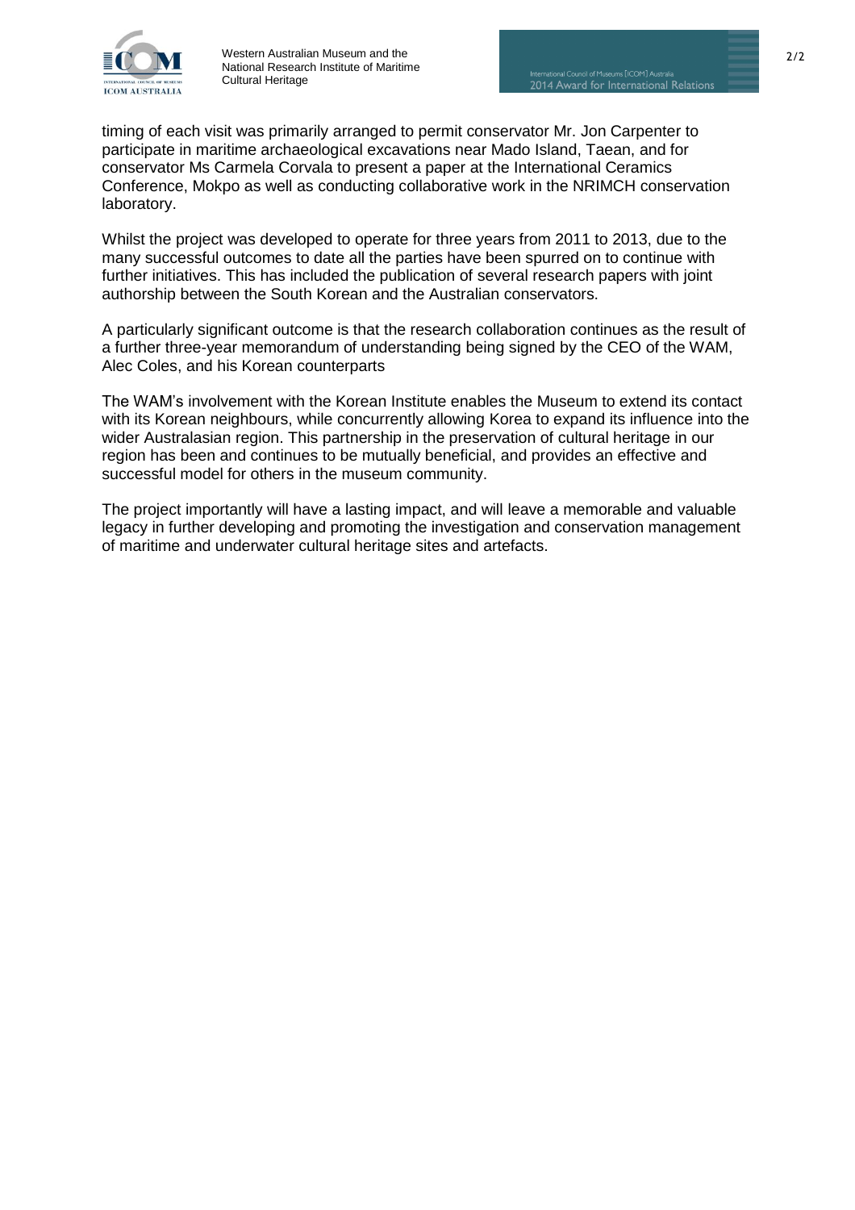timing of each visit was primarily arranged to permit conservator Mr. Jon Carpenter to participate in maritime archaeological excavations near Mado Island, Taean, and for conservator Ms Carmela Corvala to present a paper at the International Ceramics Conference, Mokpo as well as conducting collaborative work in the NRIMCH conservation laboratory.

Whilst the project was developed to operate for three years from 2011 to 2013, due to the many successful outcomes to date all the parties have been spurred on to continue with further initiatives. This has included the publication of several research papers with joint authorship between the South Korean and the Australian conservators.

A particularly significant outcome is that the research collaboration continues as the result of a further three-year memorandum of understanding being signed by the CEO of the WAM, Alec Coles, and his Korean counterparts

The WAM's involvement with the Korean Institute enables the Museum to extend its contact with its Korean neighbours, while concurrently allowing Korea to expand its influence into the wider Australasian region. This partnership in the preservation of cultural heritage in our region has been and continues to be mutually beneficial, and provides an effective and successful model for others in the museum community.

The project importantly will have a lasting impact, and will leave a memorable and valuable legacy in further developing and promoting the investigation and conservation management of maritime and underwater cultural heritage sites and artefacts.